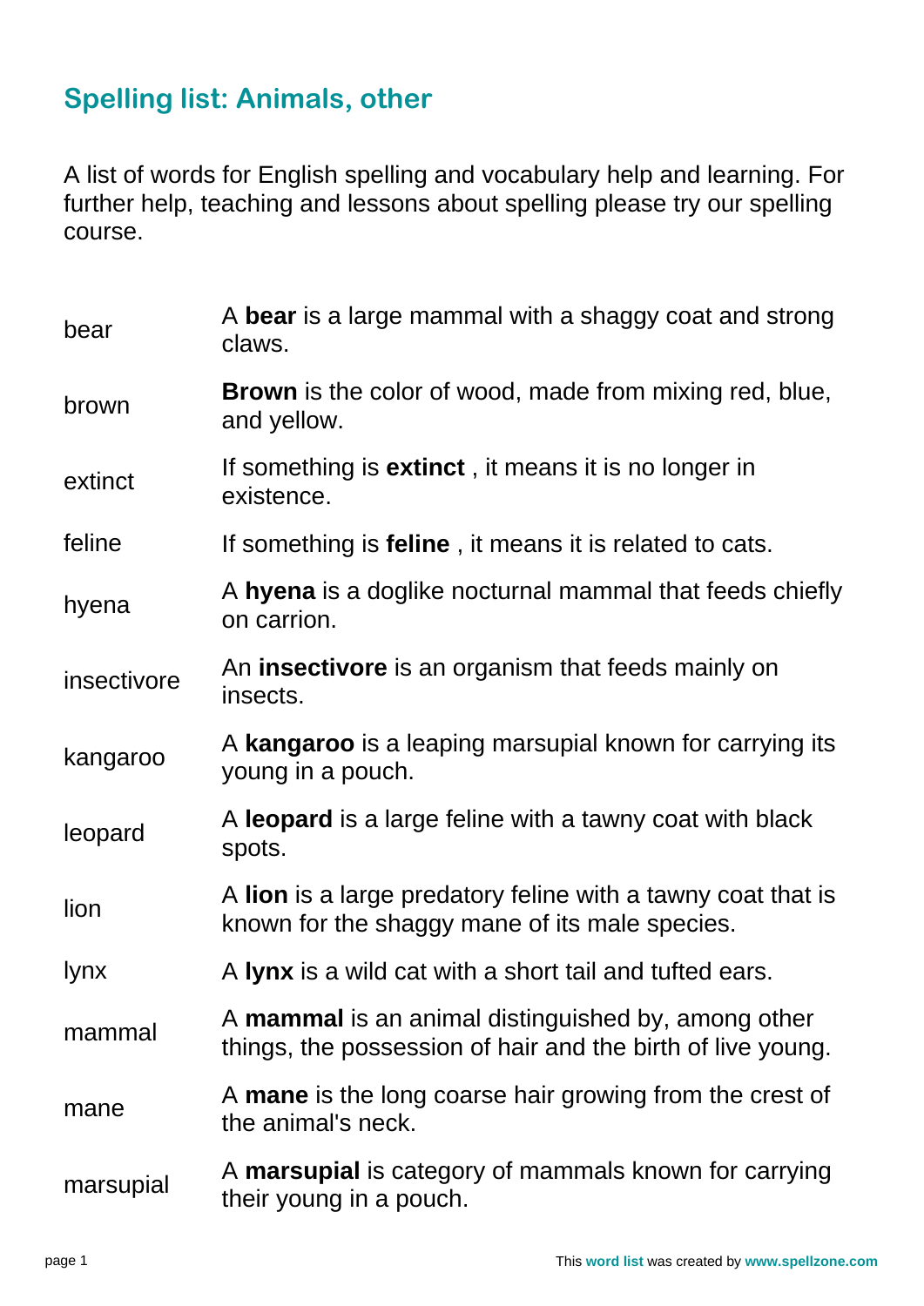## Spelling list: Animals, other

A list of words for English spelling and vocabulary help and learning. For further help, teaching and lessons about spelling please try our spelling course.

| | |
|---|---|
| bear | A **bear** is a large mammal with a shaggy coat and strong claws. |
| brown | **Brown** is the color of wood, made from mixing red, blue, and yellow. |
| extinct | If something is **extinct** , it means it is no longer in existence. |
| feline | If something is **feline** , it means it is related to cats. |
| hyena | A **hyena** is a doglike nocturnal mammal that feeds chiefly on carrion. |
| insectivore | An **insectivore** is an organism that feeds mainly on insects. |
| kangaroo | A **kangaroo** is a leaping marsupial known for carrying its young in a pouch. |
| leopard | A **leopard** is a large feline with a tawny coat with black spots. |
| lion | A **lion** is a large predatory feline with a tawny coat that is known for the shaggy mane of its male species. |
| lynx | A **lynx** is a wild cat with a short tail and tufted ears. |
| mammal | A **mammal** is an animal distinguished by, among other things, the possession of hair and the birth of live young. |
| mane | A **mane** is the long coarse hair growing from the crest of the animal's neck. |
| marsupial | A **marsupial** is category of mammals known for carrying their young in a pouch. |

This word list was created by www.spellzone.com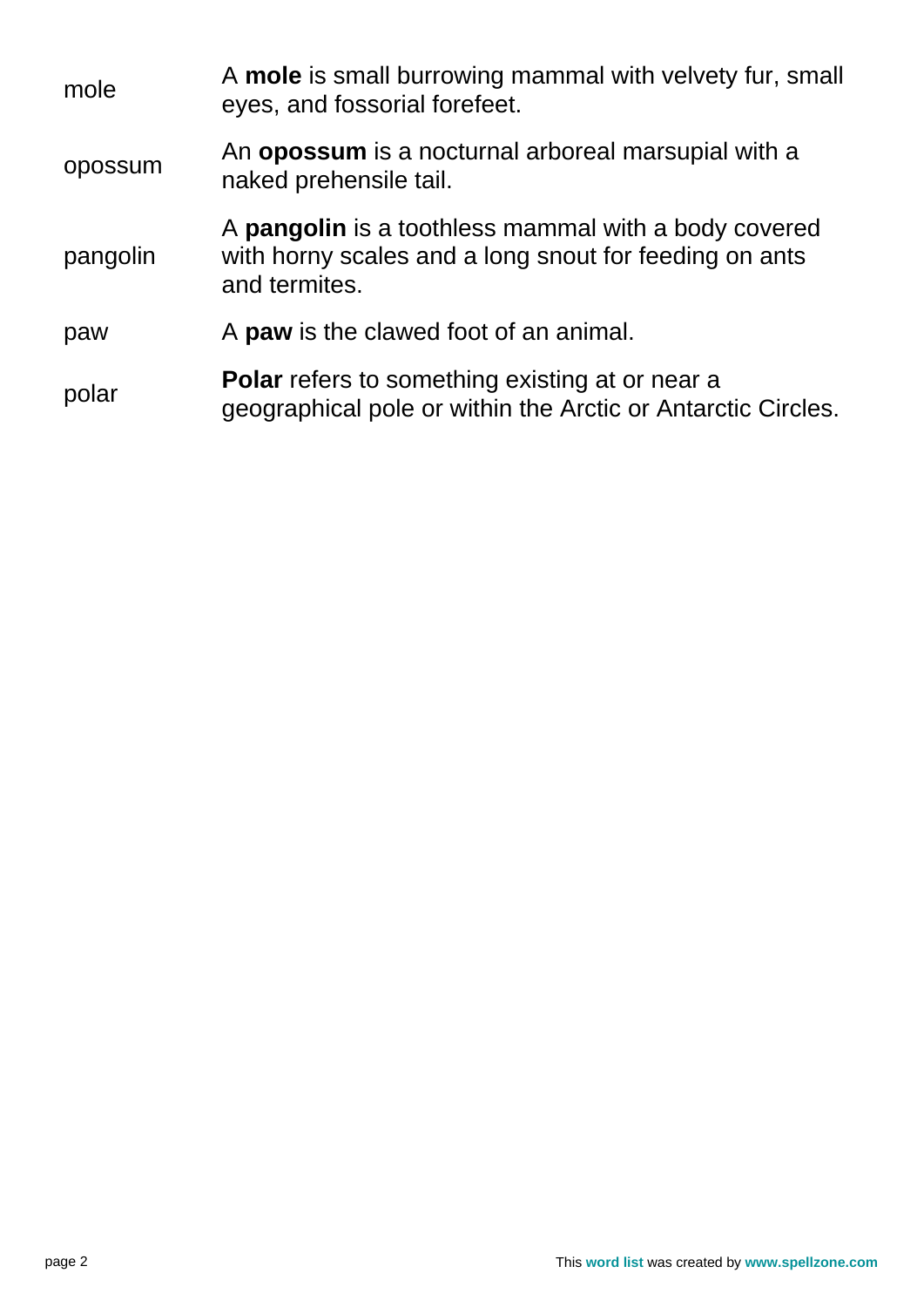| | |
|---|---|
| mole | A **mole** is small burrowing mammal with velvety fur, small eyes, and fossorial forefeet. |
| opossum | An **opossum** is a nocturnal arboreal marsupial with a naked prehensile tail. |
| pangolin | A **pangolin** is a toothless mammal with a body covered with horny scales and a long snout for feeding on ants and termites. |
| paw | A **paw** is the clawed foot of an animal. |
| polar | **Polar** refers to something existing at or near a geographical pole or within the Arctic or Antarctic Circles. |